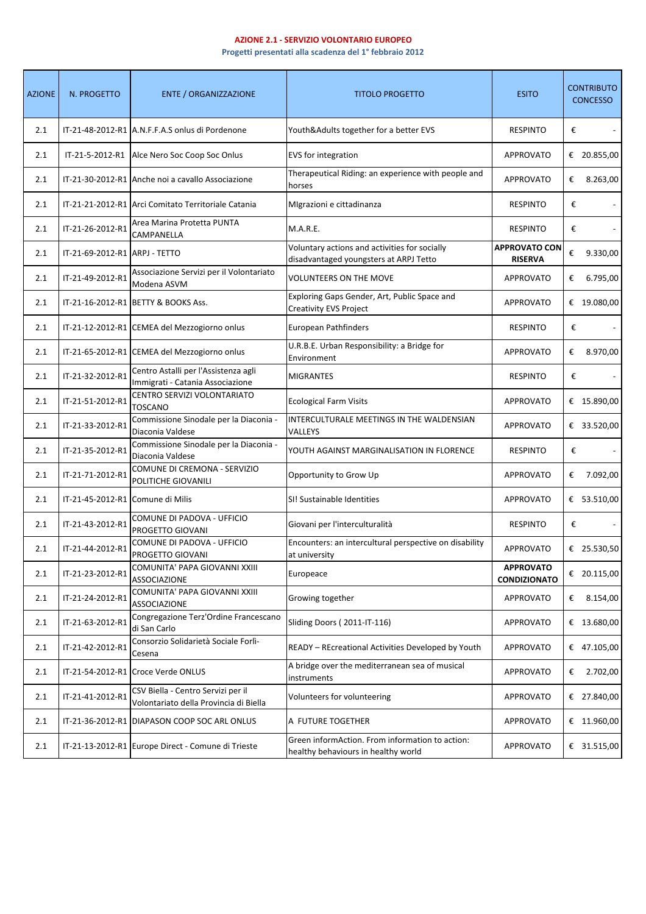**AZIONE 2.1 - SERVIZIO VOLONTARIO EUROPEO**

**Progetti presentati alla scadenza del 1° febbraio 2012**

| AZIONE | N. PROGETTO | ENTE / ORGANIZZAZIONE | TITOLO PROGETTO | ESITO | CONTRIBUTO CONCESSO |
|---|---|---|---|---|---|
| 2.1 | IT-21-48-2012-R1 | A.N.F.F.A.S onlus di Pordenone | Youth&Adults together for a better EVS | RESPINTO | € - |
| 2.1 | IT-21-5-2012-R1 | Alce Nero Soc Coop Soc Onlus | EVS for integration | APPROVATO | € 20.855,00 |
| 2.1 | IT-21-30-2012-R1 | Anche noi a cavallo Associazione | Therapeutical Riding: an experience with people and horses | APPROVATO | € 8.263,00 |
| 2.1 | IT-21-21-2012-R1 | Arci Comitato Territoriale Catania | MIgrazioni e cittadinanza | RESPINTO | € - |
| 2.1 | IT-21-26-2012-R1 | Area Marina Protetta PUNTA CAMPANELLA | M.A.R.E. | RESPINTO | € - |
| 2.1 | IT-21-69-2012-R1 | ARPJ - TETTO | Voluntary actions and activities for socially disadvantaged youngsters at ARPJ Tetto | **APPROVATO CON RISERVA** | € 9.330,00 |
| 2.1 | IT-21-49-2012-R1 | Associazione Servizi per il Volontariato Modena ASVM | VOLUNTEERS ON THE MOVE | APPROVATO | € 6.795,00 |
| 2.1 | IT-21-16-2012-R1 | BETTY & BOOKS Ass. | Exploring Gaps Gender, Art, Public Space and Creativity EVS Project | APPROVATO | € 19.080,00 |
| 2.1 | IT-21-12-2012-R1 | CEMEA del Mezzogiorno onlus | European Pathfinders | RESPINTO | € - |
| 2.1 | IT-21-65-2012-R1 | CEMEA del Mezzogiorno onlus | U.R.B.E. Urban Responsibility: a Bridge for Environment | APPROVATO | € 8.970,00 |
| 2.1 | IT-21-32-2012-R1 | Centro Astalli per l'Assistenza agli Immigrati - Catania Associazione | MIGRANTES | RESPINTO | € - |
| 2.1 | IT-21-51-2012-R1 | CENTRO SERVIZI VOLONTARIATO TOSCANO | Ecological Farm Visits | APPROVATO | € 15.890,00 |
| 2.1 | IT-21-33-2012-R1 | Commissione Sinodale per la Diaconia - Diaconia Valdese | INTERCULTURALE MEETINGS IN THE WALDENSIAN VALLEYS | APPROVATO | € 33.520,00 |
| 2.1 | IT-21-35-2012-R1 | Commissione Sinodale per la Diaconia - Diaconia Valdese | YOUTH AGAINST MARGINALISATION IN FLORENCE | RESPINTO | € - |
| 2.1 | IT-21-71-2012-R1 | COMUNE DI CREMONA - SERVIZIO POLITICHE GIOVANILI | Opportunity to Grow Up | APPROVATO | € 7.092,00 |
| 2.1 | IT-21-45-2012-R1 | Comune di Milis | SI! Sustainable Identities | APPROVATO | € 53.510,00 |
| 2.1 | IT-21-43-2012-R1 | COMUNE DI PADOVA - UFFICIO PROGETTO GIOVANI | Giovani per l'interculturalità | RESPINTO | € - |
| 2.1 | IT-21-44-2012-R1 | COMUNE DI PADOVA - UFFICIO PROGETTO GIOVANI | Encounters: an intercultural perspective on disability at university | APPROVATO | € 25.530,50 |
| 2.1 | IT-21-23-2012-R1 | COMUNITA' PAPA GIOVANNI XXIII ASSOCIAZIONE | Europeace | **APPROVATO CONDIZIONATO** | € 20.115,00 |
| 2.1 | IT-21-24-2012-R1 | COMUNITA' PAPA GIOVANNI XXIII ASSOCIAZIONE | Growing together | APPROVATO | € 8.154,00 |
| 2.1 | IT-21-63-2012-R1 | Congregazione Terz'Ordine Francescano di San Carlo | Sliding Doors ( 2011-IT-116) | APPROVATO | € 13.680,00 |
| 2.1 | IT-21-42-2012-R1 | Consorzio Solidarietà Sociale Forlì-Cesena | READY – REcreational Activities Developed by Youth | APPROVATO | € 47.105,00 |
| 2.1 | IT-21-54-2012-R1 | Croce Verde ONLUS | A bridge over the mediterranean sea of musical instruments | APPROVATO | € 2.702,00 |
| 2.1 | IT-21-41-2012-R1 | CSV Biella - Centro Servizi per il Volontariato della Provincia di Biella | Volunteers for volunteering | APPROVATO | € 27.840,00 |
| 2.1 | IT-21-36-2012-R1 | DIAPASON COOP SOC ARL ONLUS | A FUTURE TOGETHER | APPROVATO | € 11.960,00 |
| 2.1 | IT-21-13-2012-R1 | Europe Direct - Comune di Trieste | Green informAction. From information to action: healthy behaviours in healthy world | APPROVATO | € 31.515,00 |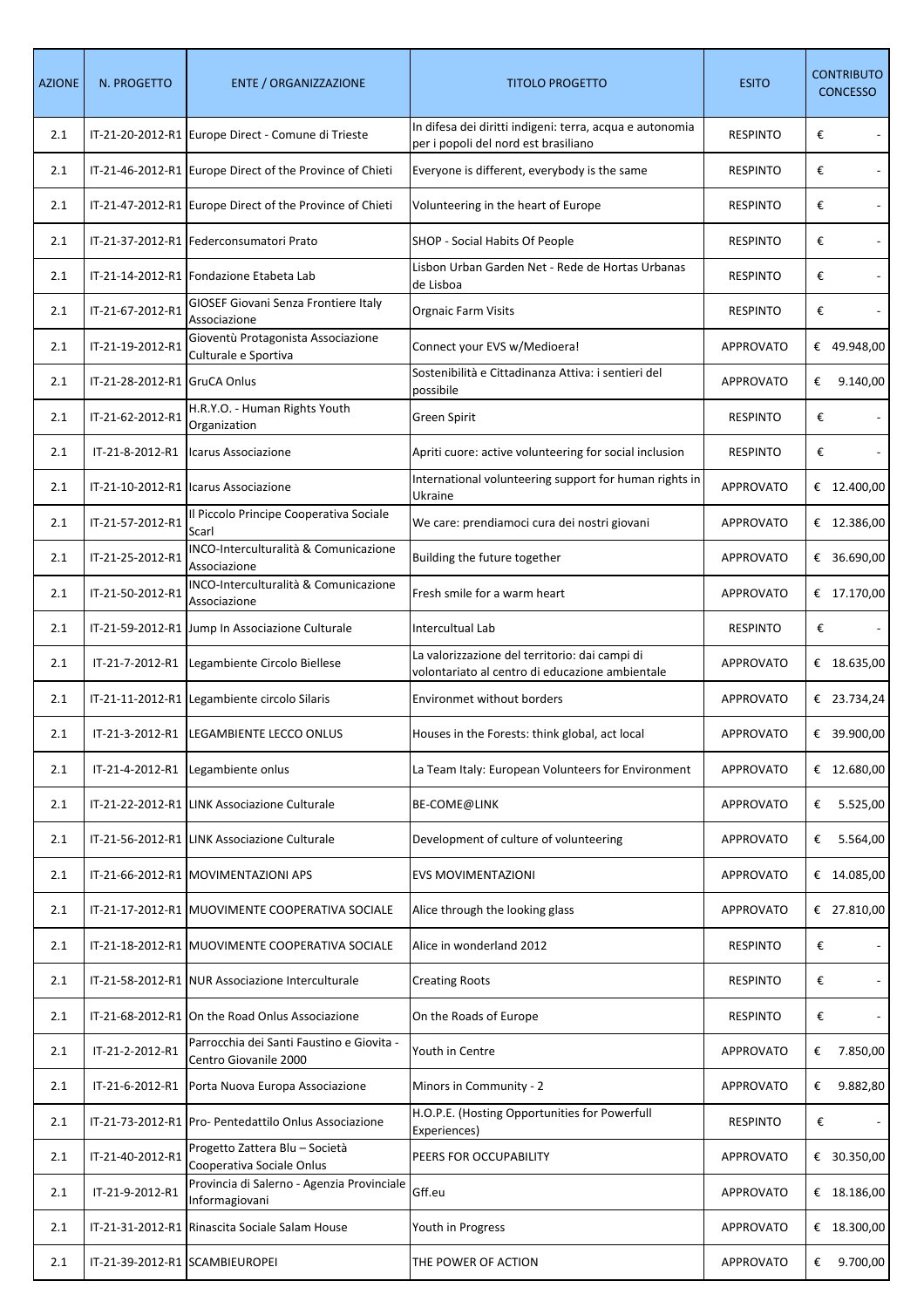| AZIONE | N. PROGETTO | ENTE / ORGANIZZAZIONE | TITOLO PROGETTO | ESITO | CONTRIBUTO CONCESSO |
|---|---|---|---|---|---|
| 2.1 | IT-21-20-2012-R1 | Europe Direct - Comune di Trieste | In difesa dei diritti indigeni: terra, acqua e autonomia per i popoli del nord est brasiliano | RESPINTO | € - |
| 2.1 | IT-21-46-2012-R1 | Europe Direct of the Province of Chieti | Everyone is different, everybody is the same | RESPINTO | € - |
| 2.1 | IT-21-47-2012-R1 | Europe Direct of the Province of Chieti | Volunteering in the heart of Europe | RESPINTO | € - |
| 2.1 | IT-21-37-2012-R1 | Federconsumatori Prato | SHOP - Social Habits Of People | RESPINTO | € - |
| 2.1 | IT-21-14-2012-R1 | Fondazione Etabeta Lab | Lisbon Urban Garden Net - Rede de Hortas Urbanas de Lisboa | RESPINTO | € - |
| 2.1 | IT-21-67-2012-R1 | GIOSEF Giovani Senza Frontiere Italy Associazione | Orgnaic Farm Visits | RESPINTO | € - |
| 2.1 | IT-21-19-2012-R1 | Gioventù Protagonista Associazione Culturale e Sportiva | Connect your EVS w/Medioera! | APPROVATO | € 49.948,00 |
| 2.1 | IT-21-28-2012-R1 | GruCA Onlus | Sostenibilità e Cittadinanza Attiva: i sentieri del possibile | APPROVATO | € 9.140,00 |
| 2.1 | IT-21-62-2012-R1 | H.R.Y.O. - Human Rights Youth Organization | Green Spirit | RESPINTO | € - |
| 2.1 | IT-21-8-2012-R1 | Icarus Associazione | Apriti cuore: active volunteering for social inclusion | RESPINTO | € - |
| 2.1 | IT-21-10-2012-R1 | Icarus Associazione | International volunteering support for human rights in Ukraine | APPROVATO | € 12.400,00 |
| 2.1 | IT-21-57-2012-R1 | Il Piccolo Principe Cooperativa Sociale Scarl | We care: prendiamoci cura dei nostri giovani | APPROVATO | € 12.386,00 |
| 2.1 | IT-21-25-2012-R1 | INCO-Interculturalità & Comunicazione Associazione | Building the future together | APPROVATO | € 36.690,00 |
| 2.1 | IT-21-50-2012-R1 | INCO-Interculturalità & Comunicazione Associazione | Fresh smile for a warm heart | APPROVATO | € 17.170,00 |
| 2.1 | IT-21-59-2012-R1 | Jump In Associazione Culturale | Intercultual Lab | RESPINTO | € - |
| 2.1 | IT-21-7-2012-R1 | Legambiente Circolo Biellese | La valorizzazione del territorio: dai campi di volontariato al centro di educazione ambientale | APPROVATO | € 18.635,00 |
| 2.1 | IT-21-11-2012-R1 | Legambiente circolo Silaris | Environmet without borders | APPROVATO | € 23.734,24 |
| 2.1 | IT-21-3-2012-R1 | LEGAMBIENTE LECCO ONLUS | Houses in the Forests: think global, act local | APPROVATO | € 39.900,00 |
| 2.1 | IT-21-4-2012-R1 | Legambiente onlus | La Team Italy: European Volunteers for Environment | APPROVATO | € 12.680,00 |
| 2.1 | IT-21-22-2012-R1 | LINK Associazione Culturale | BE-COME@LINK | APPROVATO | € 5.525,00 |
| 2.1 | IT-21-56-2012-R1 | LINK Associazione Culturale | Development of culture of volunteering | APPROVATO | € 5.564,00 |
| 2.1 | IT-21-66-2012-R1 | MOVIMENTAZIONI APS | EVS MOVIMENTAZIONI | APPROVATO | € 14.085,00 |
| 2.1 | IT-21-17-2012-R1 | MUOVIMENTE COOPERATIVA SOCIALE | Alice through the looking glass | APPROVATO | € 27.810,00 |
| 2.1 | IT-21-18-2012-R1 | MUOVIMENTE COOPERATIVA SOCIALE | Alice in wonderland 2012 | RESPINTO | € - |
| 2.1 | IT-21-58-2012-R1 | NUR Associazione Interculturale | Creating Roots | RESPINTO | € - |
| 2.1 | IT-21-68-2012-R1 | On the Road Onlus Associazione | On the Roads of Europe | RESPINTO | € - |
| 2.1 | IT-21-2-2012-R1 | Parrocchia dei Santi Faustino e Giovita - Centro Giovanile 2000 | Youth in Centre | APPROVATO | € 7.850,00 |
| 2.1 | IT-21-6-2012-R1 | Porta Nuova Europa Associazione | Minors in Community - 2 | APPROVATO | € 9.882,80 |
| 2.1 | IT-21-73-2012-R1 | Pro- Pentedattilo Onlus Associazione | H.O.P.E. (Hosting Opportunities for Powerfull Experiences) | RESPINTO | € - |
| 2.1 | IT-21-40-2012-R1 | Progetto Zattera Blu – Società Cooperativa Sociale Onlus | PEERS FOR OCCUPABILITY | APPROVATO | € 30.350,00 |
| 2.1 | IT-21-9-2012-R1 | Provincia di Salerno - Agenzia Provinciale Informagiovani | Gff.eu | APPROVATO | € 18.186,00 |
| 2.1 | IT-21-31-2012-R1 | Rinascita Sociale Salam House | Youth in Progress | APPROVATO | € 18.300,00 |
| 2.1 | IT-21-39-2012-R1 | SCAMBIEUROPEI | THE POWER OF ACTION | APPROVATO | € 9.700,00 |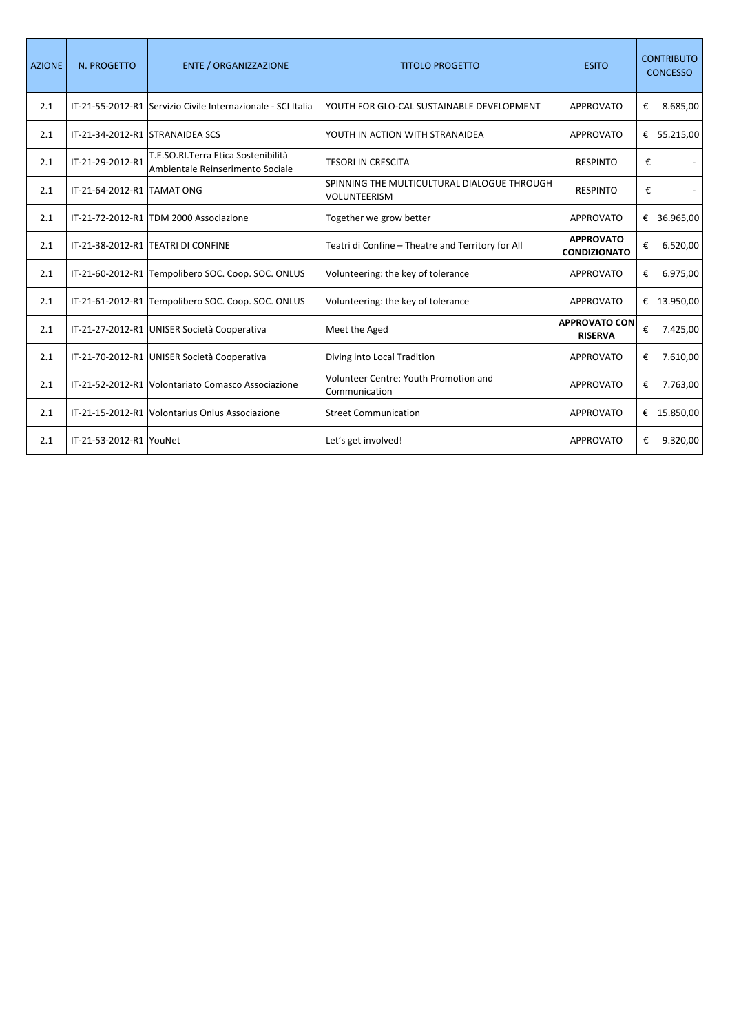| AZIONE | N. PROGETTO | ENTE / ORGANIZZAZIONE | TITOLO PROGETTO | ESITO | CONTRIBUTO CONCESSO |
|---|---|---|---|---|---|
| 2.1 | IT-21-55-2012-R1 | Servizio Civile Internazionale - SCI Italia | YOUTH FOR GLO-CAL SUSTAINABLE DEVELOPMENT | APPROVATO | € 8.685,00 |
| 2.1 | IT-21-34-2012-R1 | STRANAIDEA SCS | YOUTH IN ACTION WITH STRANAIDEA | APPROVATO | € 55.215,00 |
| 2.1 | IT-21-29-2012-R1 | T.E.SO.RI.Terra Etica Sostenibilità Ambientale Reinserimento Sociale | TESORI IN CRESCITA | RESPINTO | € - |
| 2.1 | IT-21-64-2012-R1 | TAMAT ONG | SPINNING THE MULTICULTURAL DIALOGUE THROUGH VOLUNTEERISM | RESPINTO | € - |
| 2.1 | IT-21-72-2012-R1 | TDM 2000 Associazione | Together we grow better | APPROVATO | € 36.965,00 |
| 2.1 | IT-21-38-2012-R1 | TEATRI DI CONFINE | Teatri di Confine – Theatre and Territory for All | **APPROVATO CONDIZIONATO** | € 6.520,00 |
| 2.1 | IT-21-60-2012-R1 | Tempolibero SOC. Coop. SOC. ONLUS | Volunteering: the key of tolerance | APPROVATO | € 6.975,00 |
| 2.1 | IT-21-61-2012-R1 | Tempolibero SOC. Coop. SOC. ONLUS | Volunteering: the key of tolerance | APPROVATO | € 13.950,00 |
| 2.1 | IT-21-27-2012-R1 | UNISER Società Cooperativa | Meet the Aged | **APPROVATO CON RISERVA** | € 7.425,00 |
| 2.1 | IT-21-70-2012-R1 | UNISER Società Cooperativa | Diving into Local Tradition | APPROVATO | € 7.610,00 |
| 2.1 | IT-21-52-2012-R1 | Volontariato Comasco Associazione | Volunteer Centre: Youth Promotion and Communication | APPROVATO | € 7.763,00 |
| 2.1 | IT-21-15-2012-R1 | Volontarius Onlus Associazione | Street Communication | APPROVATO | € 15.850,00 |
| 2.1 | IT-21-53-2012-R1 | YouNet | Let's get involved! | APPROVATO | € 9.320,00 |